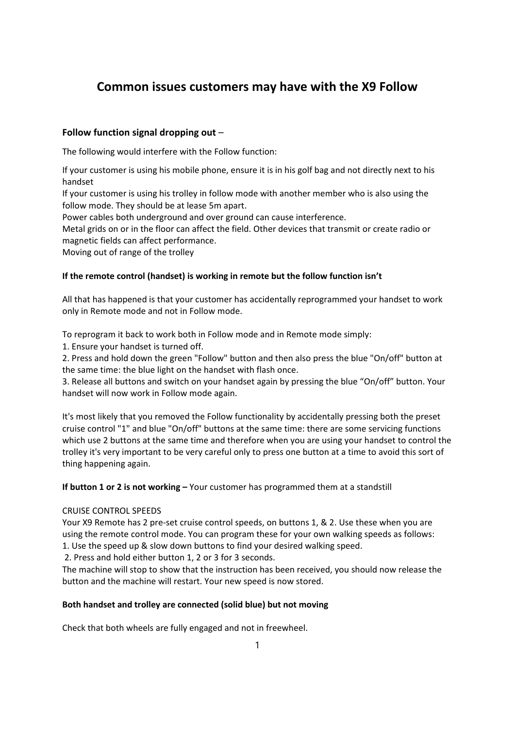# Common issues customers may have with the X9 Follow

**Follow function signal dropping out** –

The following would interfere with the Follow function:

If your customer is using his mobile phone, ensure it is in his golf bag and not directly next to his handset
If your customer is using his trolley in follow mode with another member who is also using the follow mode. They should be at lease 5m apart.
Power cables both underground and over ground can cause interference.
Metal grids on or in the floor can affect the field. Other devices that transmit or create radio or magnetic fields can affect performance.
Moving out of range of the trolley

**If the remote control (handset) is working in remote but the follow function isn't**

All that has happened is that your customer has accidentally reprogrammed your handset to work only in Remote mode and not in Follow mode.

To reprogram it back to work both in Follow mode and in Remote mode simply:

1. Ensure your handset is turned off.
2. Press and hold down the green "Follow" button and then also press the blue "On/off" button at the same time: the blue light on the handset with flash once.
3. Release all buttons and switch on your handset again by pressing the blue "On/off" button. Your handset will now work in Follow mode again.

It's most likely that you removed the Follow functionality by accidentally pressing both the preset cruise control "1" and blue "On/off" buttons at the same time: there are some servicing functions which use 2 buttons at the same time and therefore when you are using your handset to control the trolley it's very important to be very careful only to press one button at a time to avoid this sort of thing happening again.

**If button 1 or 2 is not working –** Your customer has programmed them at a standstill

CRUISE CONTROL SPEEDS
Your X9 Remote has 2 pre-set cruise control speeds, on buttons 1, & 2. Use these when you are using the remote control mode. You can program these for your own walking speeds as follows:

1. Use the speed up & slow down buttons to find your desired walking speed.
2. Press and hold either button 1, 2 or 3 for 3 seconds.

The machine will stop to show that the instruction has been received, you should now release the button and the machine will restart. Your new speed is now stored.

**Both handset and trolley are connected (solid blue) but not moving**

Check that both wheels are fully engaged and not in freewheel.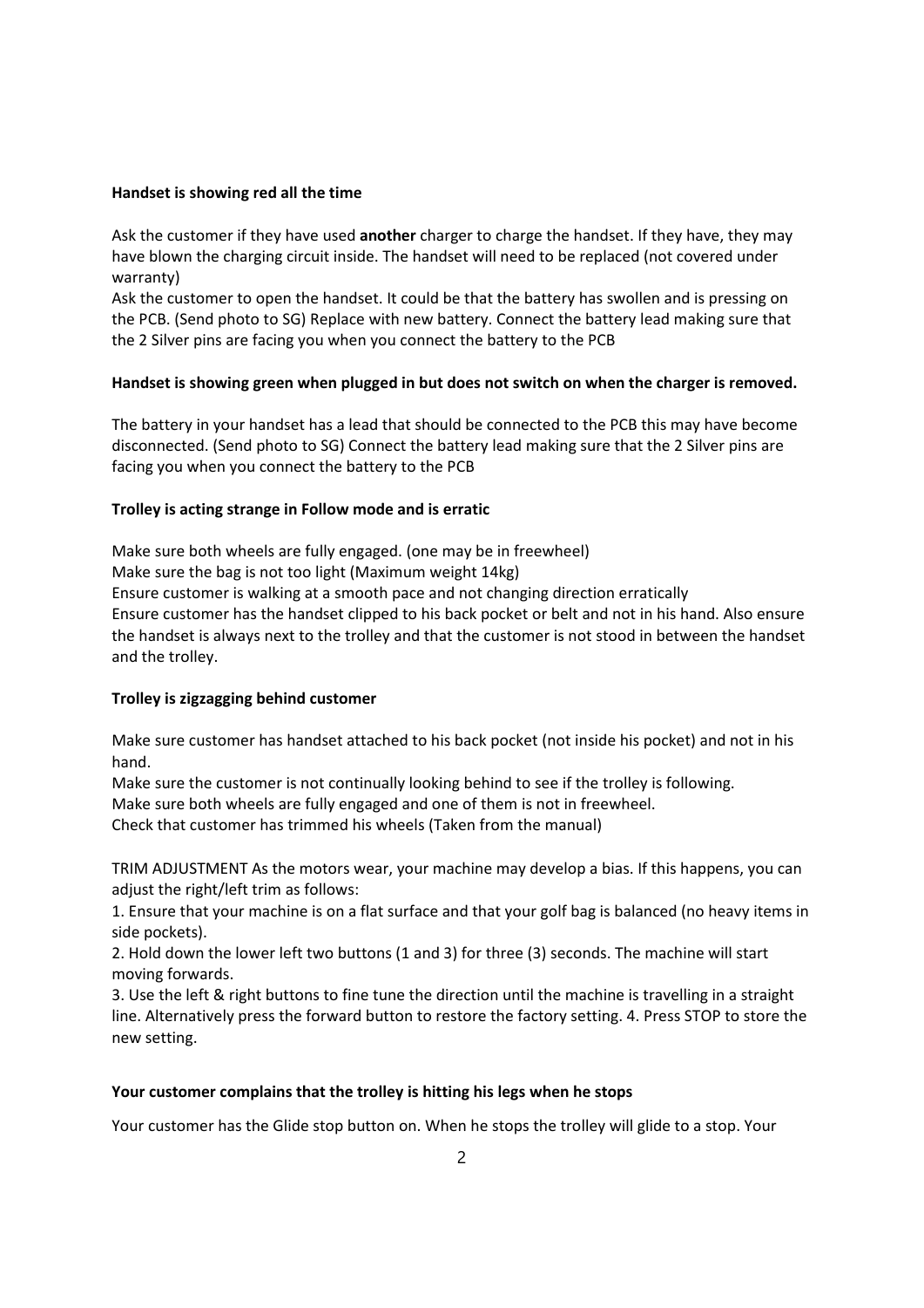**Handset is showing red all the time**

Ask the customer if they have used **another** charger to charge the handset. If they have, they may have blown the charging circuit inside. The handset will need to be replaced (not covered under warranty)

Ask the customer to open the handset. It could be that the battery has swollen and is pressing on the PCB. (Send photo to SG) Replace with new battery. Connect the battery lead making sure that the 2 Silver pins are facing you when you connect the battery to the PCB

**Handset is showing green when plugged in but does not switch on when the charger is removed.**

The battery in your handset has a lead that should be connected to the PCB this may have become disconnected. (Send photo to SG) Connect the battery lead making sure that the 2 Silver pins are facing you when you connect the battery to the PCB

**Trolley is acting strange in Follow mode and is erratic**

Make sure both wheels are fully engaged. (one may be in freewheel)
Make sure the bag is not too light (Maximum weight 14kg)
Ensure customer is walking at a smooth pace and not changing direction erratically
Ensure customer has the handset clipped to his back pocket or belt and not in his hand. Also ensure the handset is always next to the trolley and that the customer is not stood in between the handset and the trolley.

**Trolley is zigzagging behind customer**

Make sure customer has handset attached to his back pocket (not inside his pocket) and not in his hand.
Make sure the customer is not continually looking behind to see if the trolley is following.
Make sure both wheels are fully engaged and one of them is not in freewheel.
Check that customer has trimmed his wheels (Taken from the manual)

TRIM ADJUSTMENT As the motors wear, your machine may develop a bias. If this happens, you can adjust the right/left trim as follows:

1. Ensure that your machine is on a flat surface and that your golf bag is balanced (no heavy items in side pockets).
2. Hold down the lower left two buttons (1 and 3) for three (3) seconds. The machine will start moving forwards.
3. Use the left & right buttons to fine tune the direction until the machine is travelling in a straight line. Alternatively press the forward button to restore the factory setting. 4. Press STOP to store the new setting.

**Your customer complains that the trolley is hitting his legs when he stops**

Your customer has the Glide stop button on. When he stops the trolley will glide to a stop. Your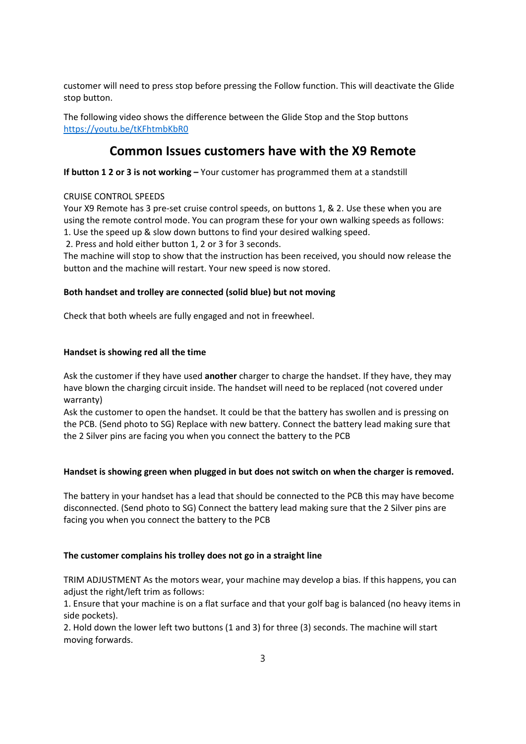customer will need to press stop before pressing the Follow function. This will deactivate the Glide stop button.

The following video shows the difference between the Glide Stop and the Stop buttons https://youtu.be/tKFhtmbKbR0

## Common Issues customers have with the X9 Remote

**If button 1 2 or 3 is not working –** Your customer has programmed them at a standstill

CRUISE CONTROL SPEEDS
Your X9 Remote has 3 pre-set cruise control speeds, on buttons 1, & 2. Use these when you are using the remote control mode. You can program these for your own walking speeds as follows:
1. Use the speed up & slow down buttons to find your desired walking speed.
2. Press and hold either button 1, 2 or 3 for 3 seconds.
The machine will stop to show that the instruction has been received, you should now release the button and the machine will restart. Your new speed is now stored.

**Both handset and trolley are connected (solid blue) but not moving**

Check that both wheels are fully engaged and not in freewheel.

**Handset is showing red all the time**

Ask the customer if they have used **another** charger to charge the handset. If they have, they may have blown the charging circuit inside. The handset will need to be replaced (not covered under warranty)
Ask the customer to open the handset. It could be that the battery has swollen and is pressing on the PCB. (Send photo to SG) Replace with new battery. Connect the battery lead making sure that the 2 Silver pins are facing you when you connect the battery to the PCB

**Handset is showing green when plugged in but does not switch on when the charger is removed.**

The battery in your handset has a lead that should be connected to the PCB this may have become disconnected. (Send photo to SG) Connect the battery lead making sure that the 2 Silver pins are facing you when you connect the battery to the PCB

**The customer complains his trolley does not go in a straight line**

TRIM ADJUSTMENT As the motors wear, your machine may develop a bias. If this happens, you can adjust the right/left trim as follows:
1. Ensure that your machine is on a flat surface and that your golf bag is balanced (no heavy items in side pockets).
2. Hold down the lower left two buttons (1 and 3) for three (3) seconds. The machine will start moving forwards.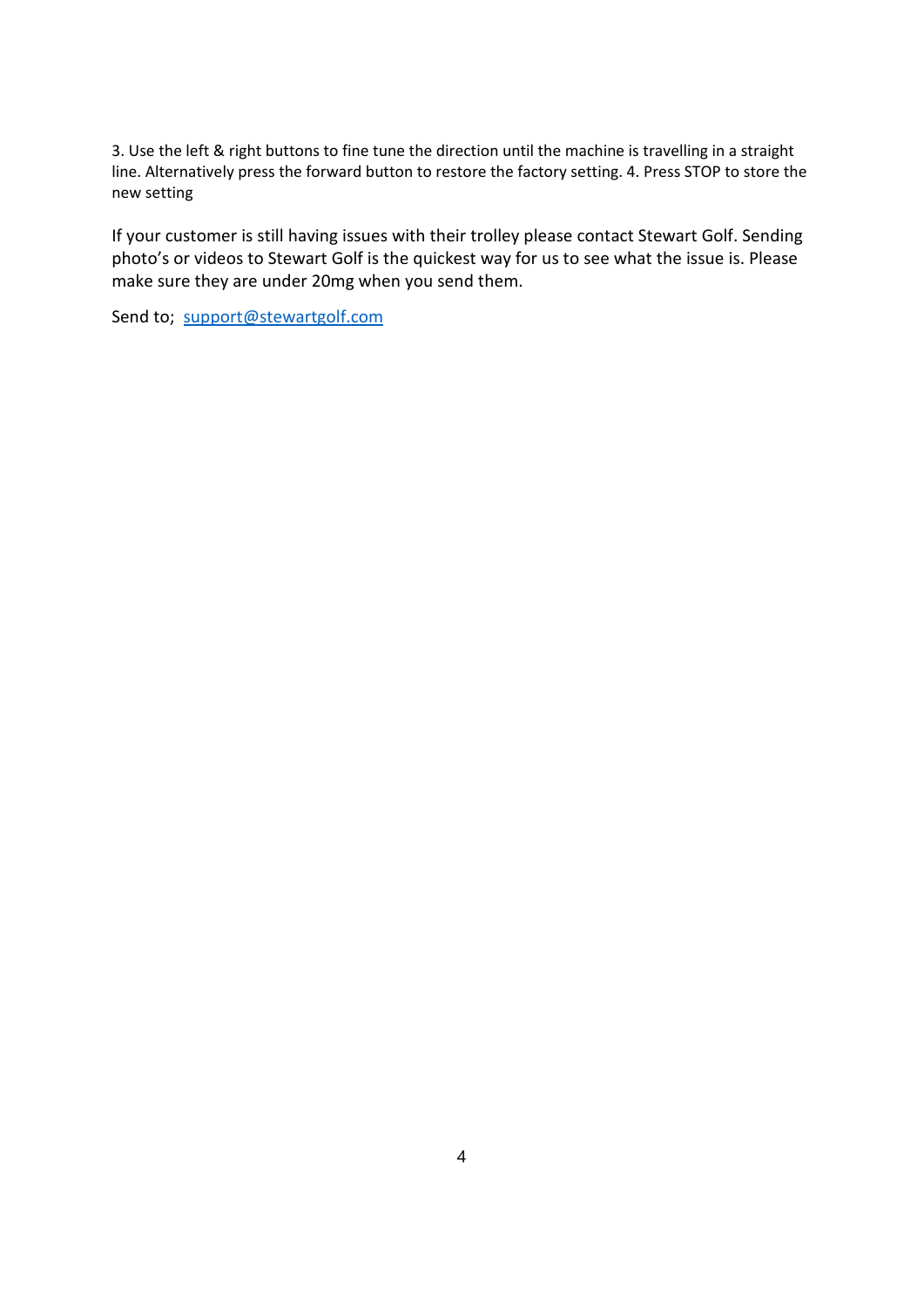3. Use the left & right buttons to fine tune the direction until the machine is travelling in a straight line. Alternatively press the forward button to restore the factory setting. 4. Press STOP to store the new setting

If your customer is still having issues with their trolley please contact Stewart Golf. Sending photo's or videos to Stewart Golf is the quickest way for us to see what the issue is. Please make sure they are under 20mg when you send them.

Send to; support@stewartgolf.com